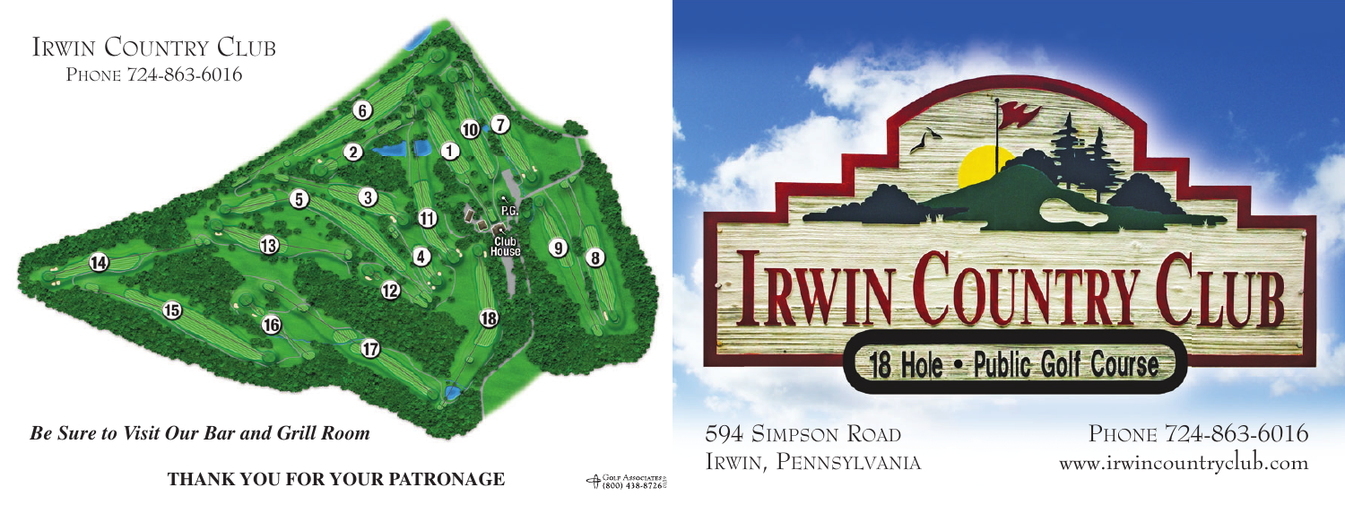# Irwin Country Club

Phone 724-863-6016

*Be Sure to Visit Our Bar and Grill Room*

**THANK YOU FOR YOUR PATRONAGE**

Golf Associates (800) 438-8726

# Irwin Country Club

18 Hole • Public Golf Course

594 Simpson Road
Irwin, Pennsylvania

Phone 724-863-6016
www.irwincountryclub.com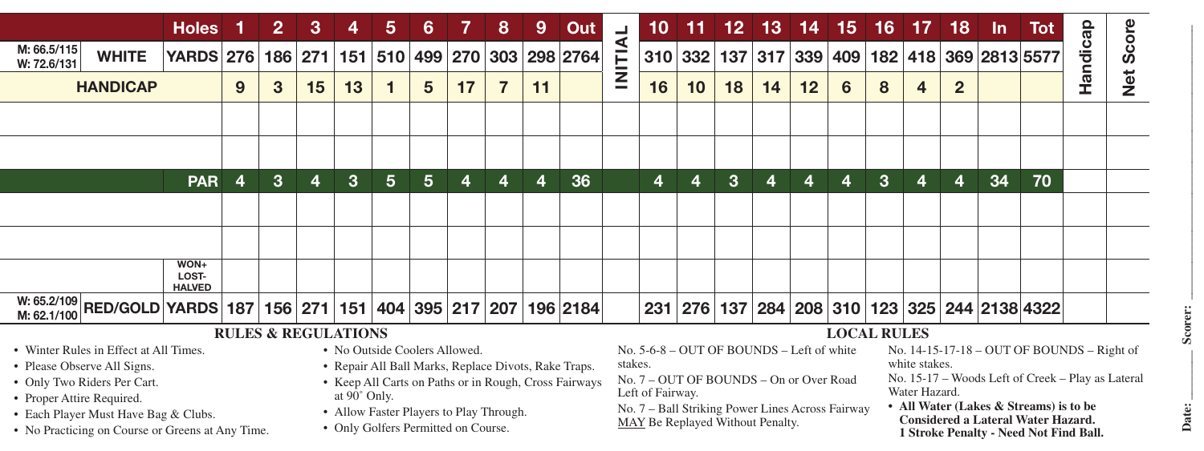| | | Holes | 1 | 2 | 3 | 4 | 5 | 6 | 7 | 8 | 9 | Out | INITIAL | 10 | 11 | 12 | 13 | 14 | 15 | 16 | 17 | 18 | In | Tot | Handicap | Net Score |
|---|---|---|---|---|---|---|---|---|---|---|---|---|---|---|---|---|---|---|---|---|---|---|---|---|---|---|
| M: 66.5/115 W: 72.6/131 | WHITE | YARDS | 276 | 186 | 271 | 151 | 510 | 499 | 270 | 303 | 298 | 2764 | | 310 | 332 | 137 | 317 | 339 | 409 | 182 | 418 | 369 | 2813 | 5577 | | |
| | HANDICAP | | 9 | 3 | 15 | 13 | 1 | 5 | 17 | 7 | 11 | | | 16 | 10 | 18 | 14 | 12 | 6 | 8 | 4 | 2 | | | | |
| | | | | | | | | | | | | | | | | | | | | | | | | | | |
| | | | | | | | | | | | | | | | | | | | | | | | | | | |
| | | PAR | 4 | 3 | 4 | 3 | 5 | 5 | 4 | 4 | 4 | 36 | | 4 | 4 | 3 | 4 | 4 | 4 | 3 | 4 | 4 | 34 | 70 | | |
| | | | | | | | | | | | | | | | | | | | | | | | | | | |
| | | | | | | | | | | | | | | | | | | | | | | | | | | |
| | | WON+ LOST- HALVED | | | | | | | | | | | | | | | | | | | | | | | | |
| W: 65.2/109 M: 62.1/100 | RED/GOLD | YARDS | 187 | 156 | 271 | 151 | 404 | 395 | 217 | 207 | 196 | 2184 | | 231 | 276 | 137 | 284 | 208 | 310 | 123 | 325 | 244 | 2138 | 4322 | | |

## RULES & REGULATIONS

- Winter Rules in Effect at All Times.
- Please Observe All Signs.
- Only Two Riders Per Cart.
- Proper Attire Required.
- Each Player Must Have Bag & Clubs.
- No Practicing on Course or Greens at Any Time.
- No Outside Coolers Allowed.
- Repair All Ball Marks, Replace Divots, Rake Traps.
- Keep All Carts on Paths or in Rough, Cross Fairways at 90˚ Only.
- Allow Faster Players to Play Through.
- Only Golfers Permitted on Course.

## LOCAL RULES

No. 5-6-8 – OUT OF BOUNDS – Left of white stakes.

No. 7 – OUT OF BOUNDS – On or Over Road Left of Fairway.

No. 7 – Ball Striking Power Lines Across Fairway MAY Be Replayed Without Penalty.

No. 14-15-17-18 – OUT OF BOUNDS – Right of white stakes.

No. 15-17 – Woods Left of Creek – Play as Lateral Water Hazard.

- **All Water (Lakes & Streams) is to be Considered a Lateral Water Hazard. 1 Stroke Penalty - Need Not Find Ball.**

**Scorer:** ____________

**Date:** ____________